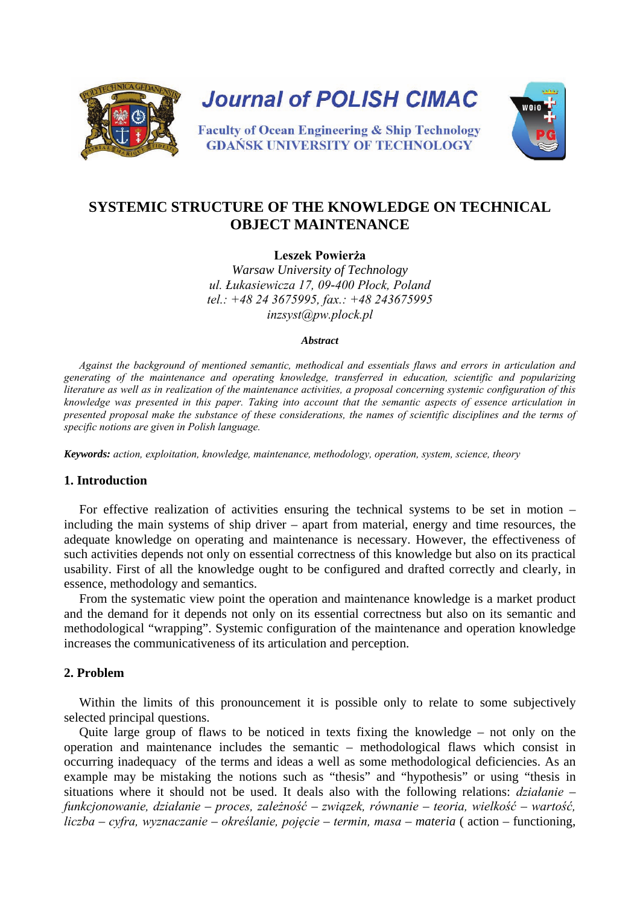Journal of POLISH CIMAC

Faculty of Ocean Engineering & Ship Technology
GDAŃSK UNIVERSITY OF TECHNOLOGY

# SYSTEMIC STRUCTURE OF THE KNOWLEDGE ON TECHNICAL OBJECT MAINTENANCE

**Leszek Powierża**

*Warsaw University of Technology*
*ul. Łukasiewicza 17, 09-400 Płock, Poland*
*tel.: +48 24 3675995, fax.: +48 243675995*
*inzsyst@pw.plock.pl*

***Abstract***

*Against the background of mentioned semantic, methodical and essentials flaws and errors in articulation and generating of the maintenance and operating knowledge, transferred in education, scientific and popularizing literature as well as in realization of the maintenance activities, a proposal concerning systemic configuration of this knowledge was presented in this paper. Taking into account that the semantic aspects of essence articulation in presented proposal make the substance of these considerations, the names of scientific disciplines and the terms of specific notions are given in Polish language.*

***Keywords:*** *action, exploitation, knowledge, maintenance, methodology, operation, system, science, theory*

## 1. Introduction

For effective realization of activities ensuring the technical systems to be set in motion – including the main systems of ship driver – apart from material, energy and time resources, the adequate knowledge on operating and maintenance is necessary. However, the effectiveness of such activities depends not only on essential correctness of this knowledge but also on its practical usability. First of all the knowledge ought to be configured and drafted correctly and clearly, in essence, methodology and semantics.

From the systematic view point the operation and maintenance knowledge is a market product and the demand for it depends not only on its essential correctness but also on its semantic and methodological "wrapping". Systemic configuration of the maintenance and operation knowledge increases the communicativeness of its articulation and perception.

## 2. Problem

Within the limits of this pronouncement it is possible only to relate to some subjectively selected principal questions.

Quite large group of flaws to be noticed in texts fixing the knowledge – not only on the operation and maintenance includes the semantic – methodological flaws which consist in occurring inadequacy of the terms and ideas a well as some methodological deficiencies. As an example may be mistaking the notions such as "thesis" and "hypothesis" or using "thesis in situations where it should not be used. It deals also with the following relations: *działanie – funkcjonowanie, działanie – proces, zależność – związek, równanie – teoria, wielkość – wartość, liczba – cyfra, wyznaczanie – określanie, pojęcie – termin, masa – materia* ( action – functioning,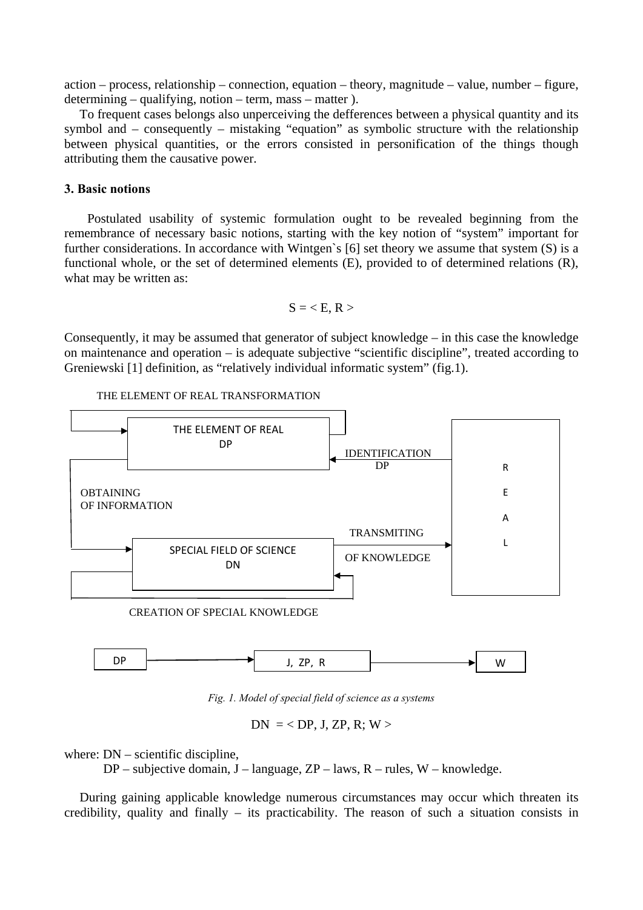action – process, relationship – connection, equation – theory, magnitude – value, number – figure, determining – qualifying, notion – term, mass – matter ).

To frequent cases belongs also unperceiving the defferences between a physical quantity and its symbol and – consequently – mistaking "equation" as symbolic structure with the relationship between physical quantities, or the errors consisted in personification of the things though attributing them the causative power.

### 3. Basic notions

Postulated usability of systemic formulation ought to be revealed beginning from the remembrance of necessary basic notions, starting with the key notion of "system" important for further considerations. In accordance with Wintgen`s [6] set theory we assume that system (S) is a functional whole, or the set of determined elements (E), provided to of determined relations (R), what may be written as:

$$S = < E, R >$$

Consequently, it may be assumed that generator of subject knowledge – in this case the knowledge on maintenance and operation – is adequate subjective "scientific discipline", treated according to Greniewski [1] definition, as "relatively individual informatic system" (fig.1).

THE ELEMENT OF REAL TRANSFORMATION

THE ELEMENT OF REAL DP

IDENTIFICATION DP

REAL

OBTAINING OF INFORMATION

TRANSMITING OF KNOWLEDGE

SPECIAL FIELD OF SCIENCE DN

CREATION OF SPECIAL KNOWLEDGE

DP → J, ZP, R → W

*Fig. 1. Model of special field of science as a systems*

$$DN = < DP, J, ZP, R; W >$$

where: DN – scientific discipline,

DP – subjective domain, J – language, ZP – laws, R – rules, W – knowledge.

During gaining applicable knowledge numerous circumstances may occur which threaten its credibility, quality and finally – its practicability. The reason of such a situation consists in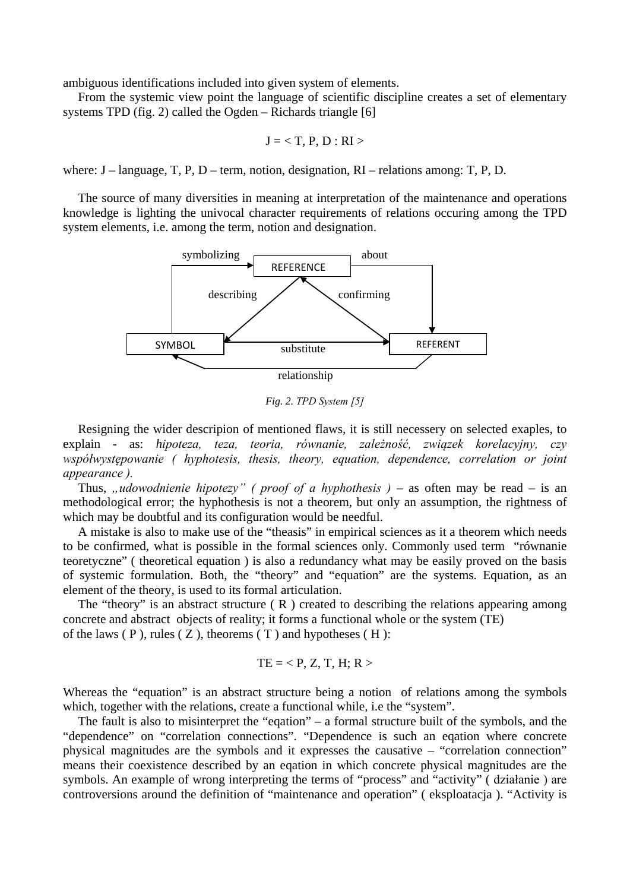ambiguous identifications included into given system of elements.

From the systemic view point the language of scientific discipline creates a set of elementary systems TPD (fig. 2) called the Ogden – Richards triangle [6]

$$J = < T, P, D : RI >$$

where: J – language, T, P, D – term, notion, designation, RI – relations among: T, P, D.

The source of many diversities in meaning at interpretation of the maintenance and operations knowledge is lighting the univocal character requirements of relations occuring among the TPD system elements, i.e. among the term, notion and designation.

symbolizing REFERENCE about

describing confirming

SYMBOL substitute REFERENT

relationship

*Fig. 2. TPD System [5]*

Resigning the wider descripion of mentioned flaws, it is still necessery on selected exaples, to explain - as: *hipoteza, teza, teoria, równanie, zależność, związek korelacyjny, czy współwystępowanie ( hyphotesis, thesis, theory, equation, dependence, correlation or joint appearance ).*

Thus, *„udowodnienie hipotezy" ( proof of a hyphothesis )* – as often may be read – is an methodological error; the hyphothesis is not a theorem, but only an assumption, the rightness of which may be doubtful and its configuration would be needful.

A mistake is also to make use of the "theasis" in empirical sciences as it a theorem which needs to be confirmed, what is possible in the formal sciences only. Commonly used term "równanie teoretyczne" ( theoretical equation ) is also a redundancy what may be easily proved on the basis of systemic formulation. Both, the "theory" and "equation" are the systems. Equation, as an element of the theory, is used to its formal articulation.

The "theory" is an abstract structure ( R ) created to describing the relations appearing among concrete and abstract objects of reality; it forms a functional whole or the system (TE) of the laws ( P ), rules ( Z ), theorems ( T ) and hypotheses ( H ):

$$TE = < P, Z, T, H; R >$$

Whereas the "equation" is an abstract structure being a notion of relations among the symbols which, together with the relations, create a functional while, i.e the "system".

The fault is also to misinterpret the "eqation" – a formal structure built of the symbols, and the "dependence" on "correlation connections". "Dependence is such an eqation where concrete physical magnitudes are the symbols and it expresses the causative – "correlation connection" means their coexistence described by an eqation in which concrete physical magnitudes are the symbols. An example of wrong interpreting the terms of "process" and "activity" ( działanie ) are controversions around the definition of "maintenance and operation" ( eksploatacja ). "Activity is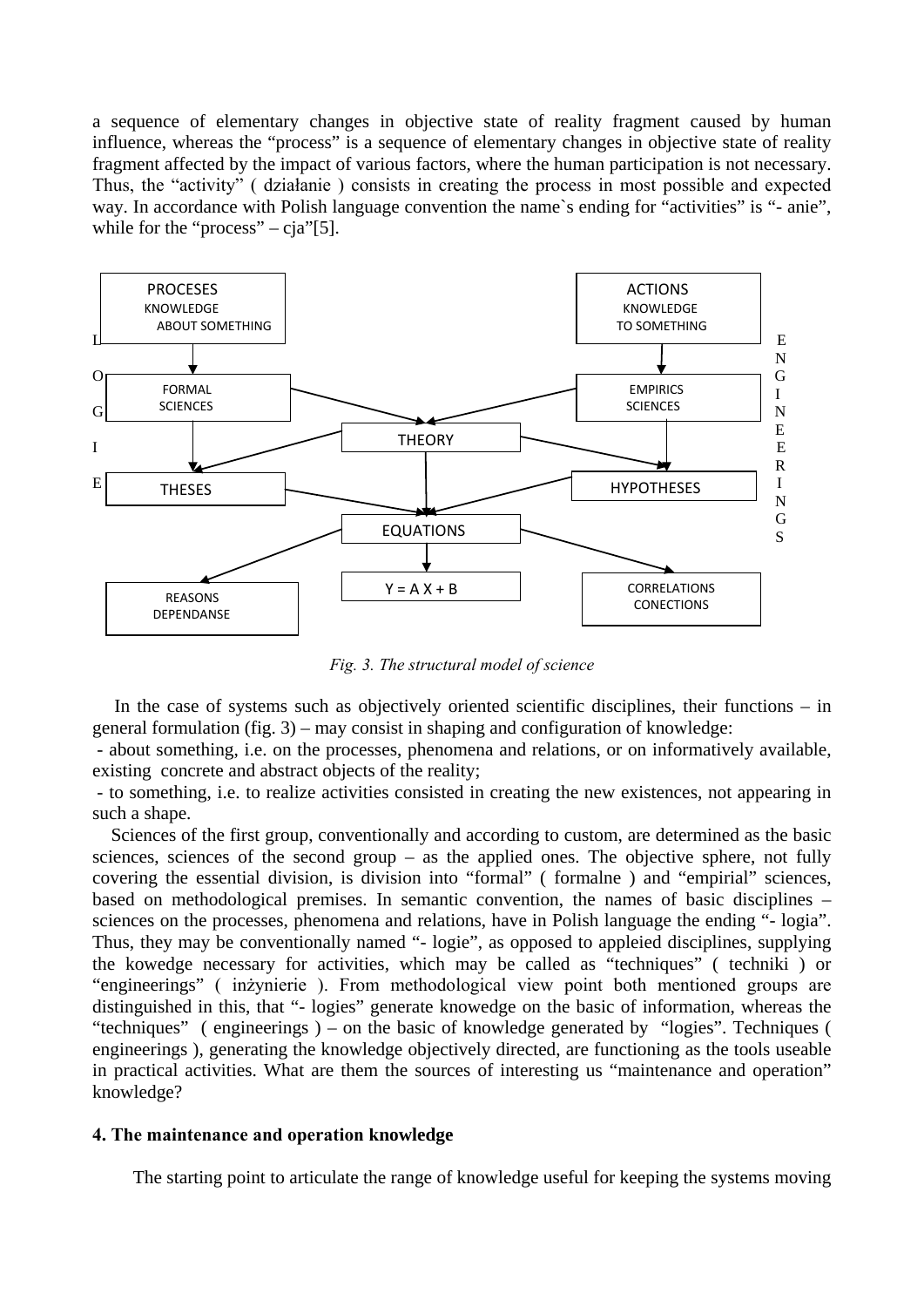a sequence of elementary changes in objective state of reality fragment caused by human influence, whereas the "process" is a sequence of elementary changes in objective state of reality fragment affected by the impact of various factors, where the human participation is not necessary. Thus, the "activity" ( działanie ) consists in creating the process in most possible and expected way. In accordance with Polish language convention the name`s ending for "activities" is "- anie", while for the "process" – cja"[5].

LOGIE

PROCESES
KNOWLEDGE
ABOUT SOMETHING

ACTIONS
KNOWLEDGE
TO SOMETHING

ENGINEERINGS

FORMAL SCIENCES

EMPIRICS SCIENCES

THEORY

THESES

HYPOTHESES

EQUATIONS

REASONS
DEPENDANSE

Y = A X + B

CORRELATIONS
CONECTIONS

*Fig. 3. The structural model of science*

In the case of systems such as objectively oriented scientific disciplines, their functions – in general formulation (fig. 3) – may consist in shaping and configuration of knowledge:

- about something, i.e. on the processes, phenomena and relations, or on informatively available, existing concrete and abstract objects of the reality;
- to something, i.e. to realize activities consisted in creating the new existences, not appearing in such a shape.

Sciences of the first group, conventionally and according to custom, are determined as the basic sciences, sciences of the second group – as the applied ones. The objective sphere, not fully covering the essential division, is division into "formal" ( formalne ) and "empirial" sciences, based on methodological premises. In semantic convention, the names of basic disciplines – sciences on the processes, phenomena and relations, have in Polish language the ending "- logia". Thus, they may be conventionally named "- logie", as opposed to appleied disciplines, supplying the kowedge necessary for activities, which may be called as "techniques" ( techniki ) or "engineerings" ( inżynierie ). From methodological view point both mentioned groups are distinguished in this, that "- logies" generate knowedge on the basic of information, whereas the "techniques" ( engineerings ) – on the basic of knowledge generated by "logies". Techniques ( engineerings ), generating the knowledge objectively directed, are functioning as the tools useable in practical activities. What are them the sources of interesting us "maintenance and operation" knowledge?

### 4. The maintenance and operation knowledge

The starting point to articulate the range of knowledge useful for keeping the systems moving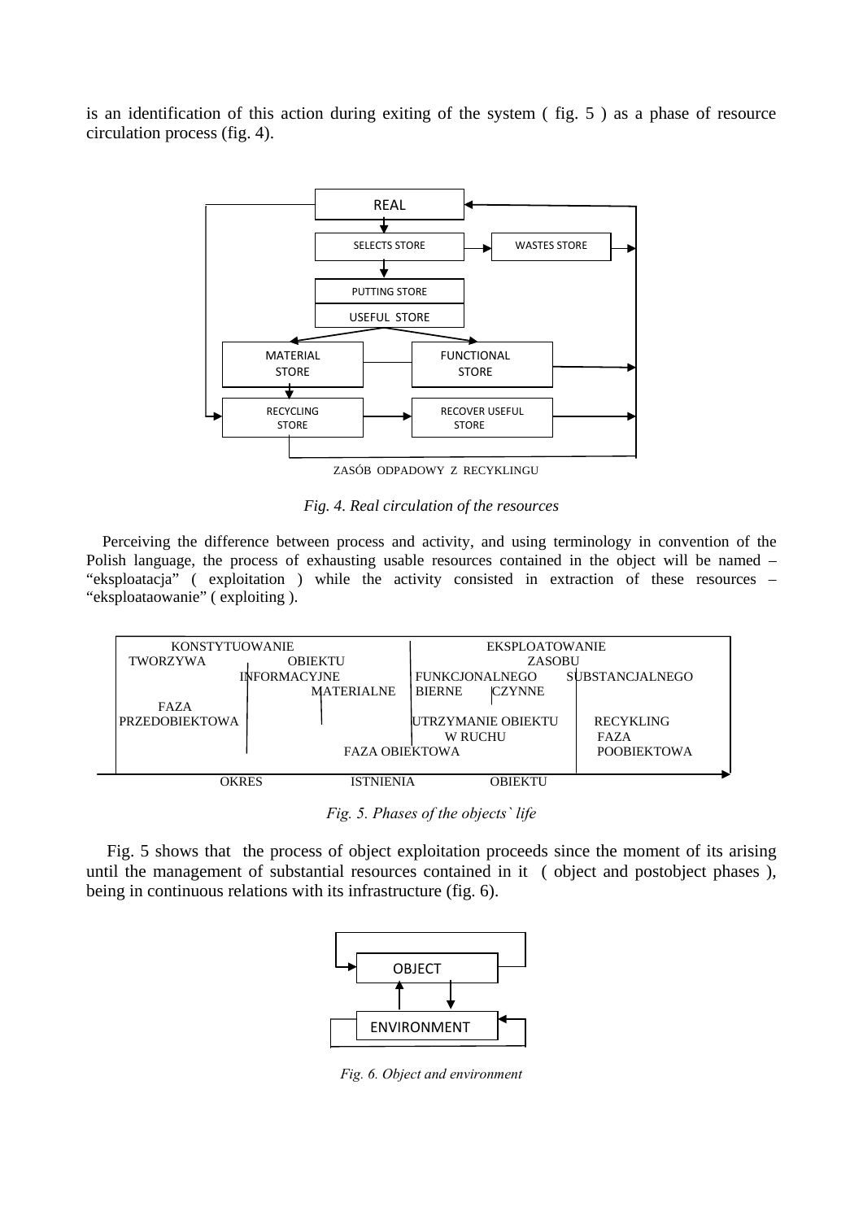is an identification of this action during exiting of the system ( fig. 5 ) as a phase of resource circulation process (fig. 4).

REAL

SELECTS STORE — WASTES STORE

PUTTING STORE

USEFUL STORE

MATERIAL STORE — FUNCTIONAL STORE

RECYCLING STORE — RECOVER USEFUL STORE

ZASÓB ODPADOWY Z RECYKLINGU

*Fig. 4. Real circulation of the resources*

Perceiving the difference between process and activity, and using terminology in convention of the Polish language, the process of exhausting usable resources contained in the object will be named – "eksploatacja" ( exploitation ) while the activity consisted in extraction of these resources – "eksploataowanie" ( exploiting ).

KONSTYTUOWANIE TWORZYWA OBIEKTU — INFORMACYJNE, MATERIALNE

EKSPLOATOWANIE ZASOBU — FUNKCJONALNEGO (BIERNE, CZYNNE), SUBSTANCJALNEGO

FAZA PRZEDOBIEKTOWA — UTRZYMANIE OBIEKTU W RUCHU — RECYKLING

FAZA OBIEKTOWA — FAZA POOBIEKTOWA

OKRES ISTNIENIA OBIEKTU

*Fig. 5. Phases of the objects` life*

Fig. 5 shows that the process of object exploitation proceeds since the moment of its arising until the management of substantial resources contained in it ( object and postobject phases ), being in continuous relations with its infrastructure (fig. 6).

OBJECT

ENVIRONMENT

*Fig. 6. Object and environment*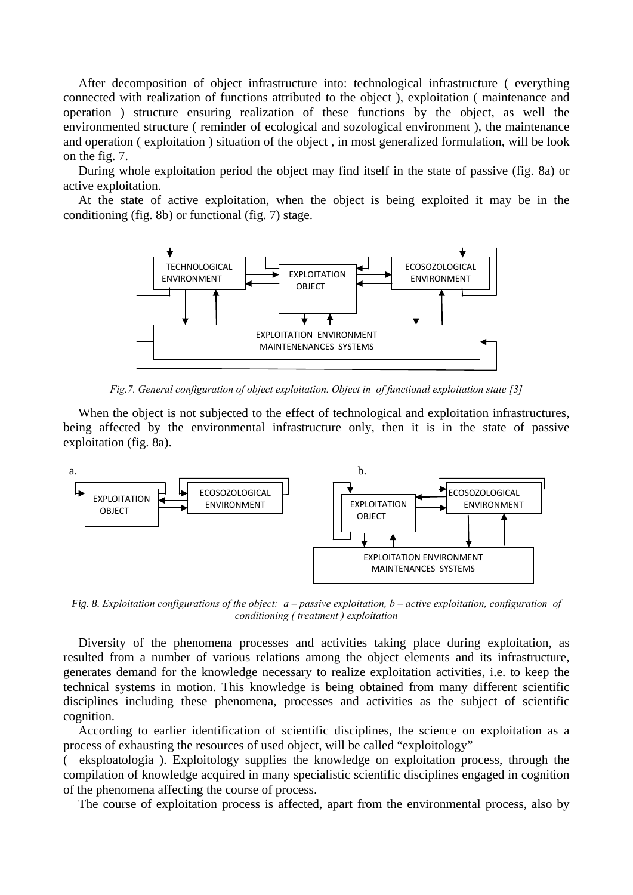After decomposition of object infrastructure into: technological infrastructure ( everything connected with realization of functions attributed to the object ), exploitation ( maintenance and operation ) structure ensuring realization of these functions by the object, as well the environmented structure ( reminder of ecological and sozological environment ), the maintenance and operation ( exploitation ) situation of the object , in most generalized formulation, will be look on the fig. 7.

During whole exploitation period the object may find itself in the state of passive (fig. 8a) or active exploitation.

At the state of active exploitation, when the object is being exploited it may be in the conditioning (fig. 8b) or functional (fig. 7) stage.

TECHNOLOGICAL ENVIRONMENT

EXPLOITATION OBJECT

ECOSOZOLOGICAL ENVIRONMENT

EXPLOITATION ENVIRONMENT MAINTENENANCES SYSTEMS

*Fig.7. General configuration of object exploitation. Object in of functional exploitation state [3]*

When the object is not subjected to the effect of technological and exploitation infrastructures, being affected by the environmental infrastructure only, then it is in the state of passive exploitation (fig. 8a).

a.

EXPLOITATION OBJECT

ECOSOZOLOGICAL ENVIRONMENT

b.

EXPLOITATION OBJECT

ECOSOZOLOGICAL ENVIRONMENT

EXPLOITATION ENVIRONMENT MAINTENANCES SYSTEMS

*Fig. 8. Exploitation configurations of the object: a – passive exploitation, b – active exploitation, configuration of conditioning ( treatment ) exploitation*

Diversity of the phenomena processes and activities taking place during exploitation, as resulted from a number of various relations among the object elements and its infrastructure, generates demand for the knowledge necessary to realize exploitation activities, i.e. to keep the technical systems in motion. This knowledge is being obtained from many different scientific disciplines including these phenomena, processes and activities as the subject of scientific cognition.

According to earlier identification of scientific disciplines, the science on exploitation as a process of exhausting the resources of used object, will be called "exploitology" ( eksploatologia ). Exploitology supplies the knowledge on exploitation process, through the compilation of knowledge acquired in many specialistic scientific disciplines engaged in cognition of the phenomena affecting the course of process.

The course of exploitation process is affected, apart from the environmental process, also by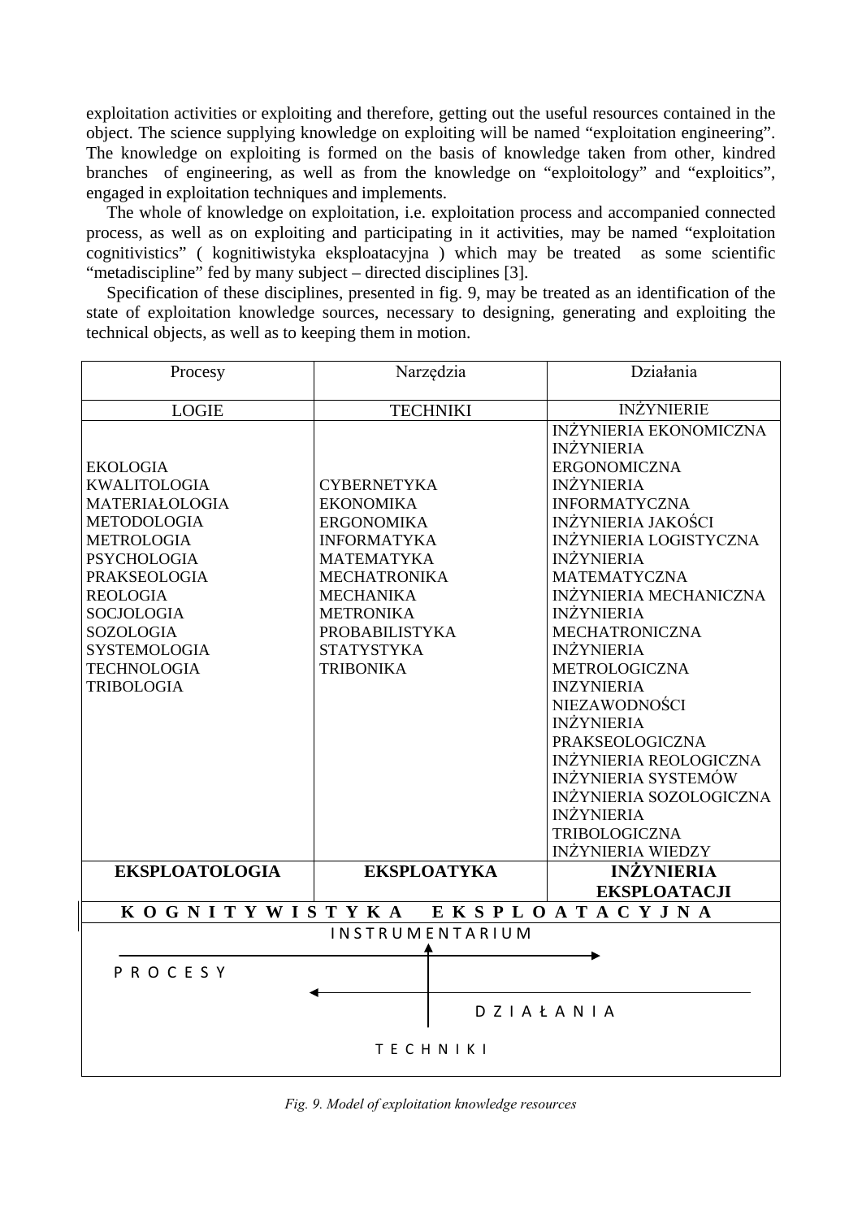exploitation activities or exploiting and therefore, getting out the useful resources contained in the object. The science supplying knowledge on exploiting will be named "exploitation engineering". The knowledge on exploiting is formed on the basis of knowledge taken from other, kindred branches of engineering, as well as from the knowledge on "exploitology" and "exploitics", engaged in exploitation techniques and implements.

The whole of knowledge on exploitation, i.e. exploitation process and accompanied connected process, as well as on exploiting and participating in it activities, may be named "exploitation cognitivistics" ( kognitiwistyka eksploatacyjna ) which may be treated as some scientific "metadiscipline" fed by many subject – directed disciplines [3].

Specification of these disciplines, presented in fig. 9, may be treated as an identification of the state of exploitation knowledge sources, necessary to designing, generating and exploiting the technical objects, as well as to keeping them in motion.

| Procesy | Narzędzia | Działania |
|---|---|---|
| LOGIE | TECHNIKI | INŻYNIERIE |
| EKOLOGIA<br>KWALITOLOGIA<br>MATERIAŁOLOGIA<br>METODOLOGIA<br>METROLOGIA<br>PSYCHOLOGIA<br>PRAKSEOLOGIA<br>REOLOGIA<br>SOCJOLOGIA<br>SOZOLOGIA<br>SYSTEMOLOGIA<br>TECHNOLOGIA<br>TRIBOLOGIA | CYBERNETYKA<br>EKONOMIKA<br>ERGONOMIKA<br>INFORMATYKA<br>MATEMATYKA<br>MECHATRONIKA<br>MECHANIKA<br>METRONIKA<br>PROBABILISTYKA<br>STATYSTYKA<br>TRIBONIKA | INŻYNIERIA EKONOMICZNA<br>INŻYNIERIA ERGONOMICZNA<br>INŻYNIERIA INFORMATYCZNA<br>INŻYNIERIA JAKOŚCI<br>INŻYNIERIA LOGISTYCZNA<br>INŻYNIERIA MATEMATYCZNA<br>INŻYNIERIA MECHANICZNA<br>INŻYNIERIA MECHATRONICZNA<br>INŻYNIERIA METROLOGICZNA<br>INZYNIERIA NIEZAWODNOŚCI<br>INŻYNIERIA PRAKSEOLOGICZNA<br>INŻYNIERIA REOLOGICZNA<br>INŻYNIERIA SYSTEMÓW<br>INŻYNIERIA SOZOLOGICZNA<br>INŻYNIERIA TRIBOLOGICZNA<br>INŻYNIERIA WIEDZY |
| **EKSPLOATOLOGIA** | **EKSPLOATYKA** | **INŻYNIERIA EKSPLOATACJI** |
| **K O G N I T Y W I S T Y K A   E K S P L O A T A C Y J N A** | | |

INSTRUMENTARIUM

P R O C E S Y

D Z I A Ł A N I A

T E C H N I K I

*Fig. 9. Model of exploitation knowledge resources*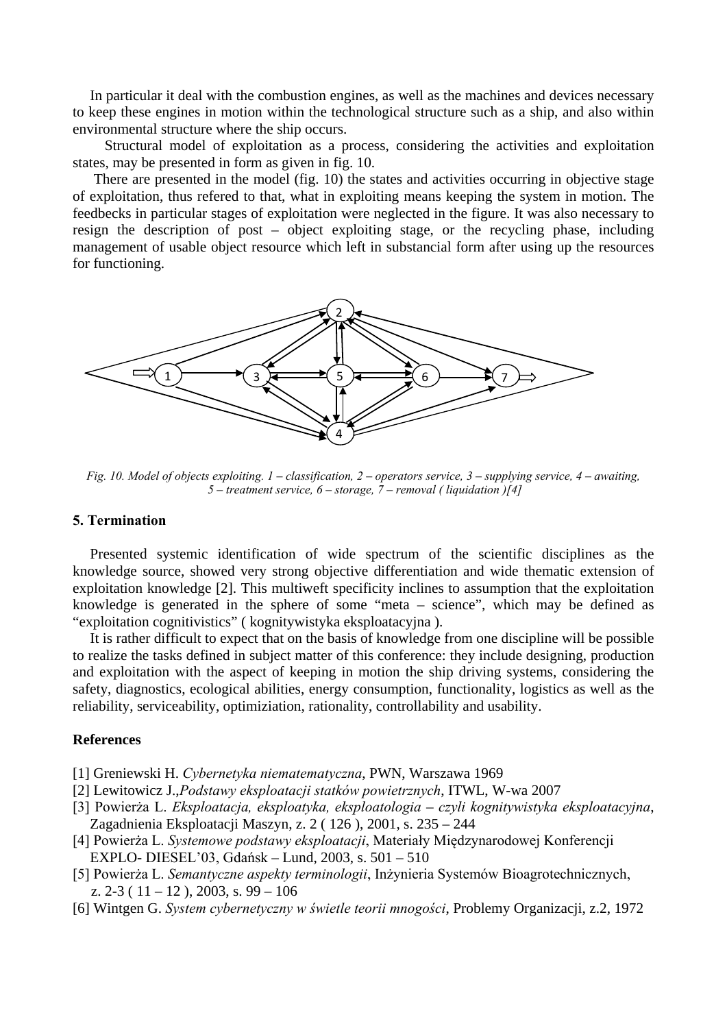In particular it deal with the combustion engines, as well as the machines and devices necessary to keep these engines in motion within the technological structure such as a ship, and also within environmental structure where the ship occurs.

Structural model of exploitation as a process, considering the activities and exploitation states, may be presented in form as given in fig. 10.

There are presented in the model (fig. 10) the states and activities occurring in objective stage of exploitation, thus refered to that, what in exploiting means keeping the system in motion. The feedbecks in particular stages of exploitation were neglected in the figure. It was also necessary to resign the description of post – object exploiting stage, or the recycling phase, including management of usable object resource which left in substancial form after using up the resources for functioning.

2

1 3 5 6 7

4

*Fig. 10. Model of objects exploiting. 1 – classification, 2 – operators service, 3 – supplying service, 4 – awaiting, 5 – treatment service, 6 – storage, 7 – removal ( liquidation )[4]*

## 5. Termination

Presented systemic identification of wide spectrum of the scientific disciplines as the knowledge source, showed very strong objective differentiation and wide thematic extension of exploitation knowledge [2]. This multiweft specificity inclines to assumption that the exploitation knowledge is generated in the sphere of some "meta – science", which may be defined as "exploitation cognitivistics" ( kognitywistyka eksploatacyjna ).

It is rather difficult to expect that on the basis of knowledge from one discipline will be possible to realize the tasks defined in subject matter of this conference: they include designing, production and exploitation with the aspect of keeping in motion the ship driving systems, considering the safety, diagnostics, ecological abilities, energy consumption, functionality, logistics as well as the reliability, serviceability, optimiziation, rationality, controllability and usability.

## References

[1] Greniewski H. *Cybernetyka niematematyczna*, PWN, Warszawa 1969

[2] Lewitowicz J.,*Podstawy eksploatacji statków powietrznych*, ITWL, W-wa 2007

[3] Powierża L. *Eksploatacja, eksploatyka, eksploatologia – czyli kognitywistyka eksploatacyjna*, Zagadnienia Eksploatacji Maszyn, z. 2 ( 126 ), 2001, s. 235 – 244

[4] Powierża L. *Systemowe podstawy eksploatacji*, Materiały Międzynarodowej Konferencji EXPLO- DIESEL'03, Gdańsk – Lund, 2003, s. 501 – 510

[5] Powierża L. *Semantyczne aspekty terminologii*, Inżynieria Systemów Bioagrotechnicznych, z. 2-3 ( 11 – 12 ), 2003, s. 99 – 106

[6] Wintgen G. *System cybernetyczny w świetle teorii mnogości*, Problemy Organizacji, z.2, 1972